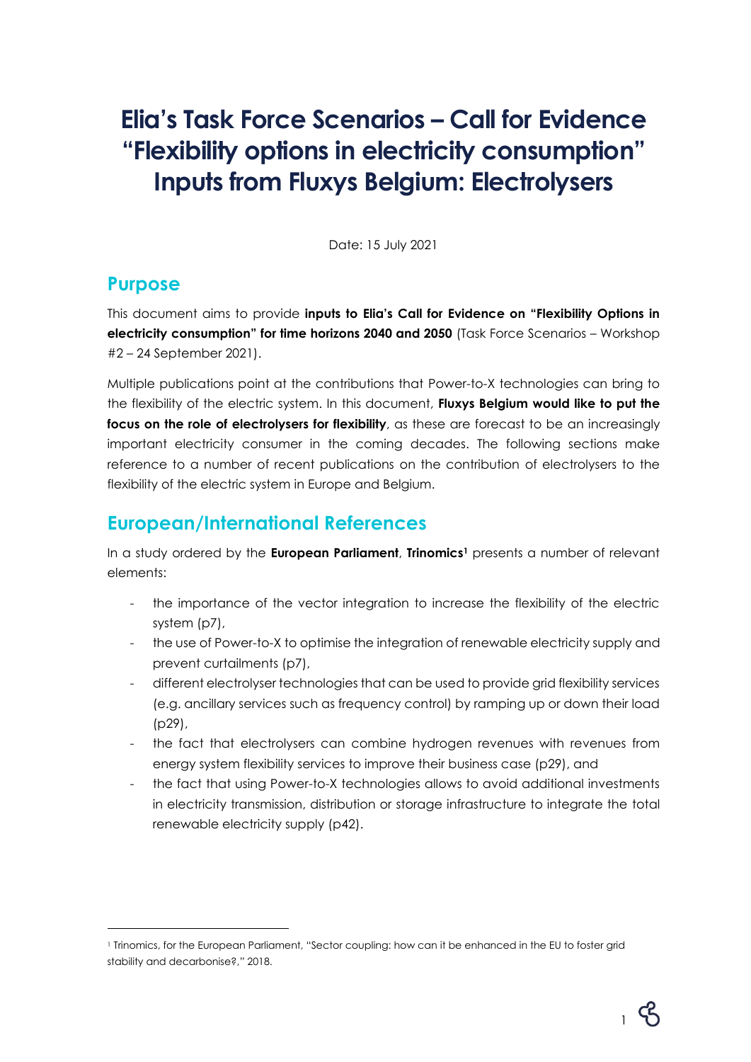# Elia's Task Force Scenarios – Call for Evidence "Flexibility options in electricity consumption" Inputs from Fluxys Belgium: Electrolysers

Date: 15 July 2021

## Purpose

This document aims to provide **inputs to Elia's Call for Evidence on "Flexibility Options in electricity consumption" for time horizons 2040 and 2050** (Task Force Scenarios – Workshop #2 – 24 September 2021).

Multiple publications point at the contributions that Power-to-X technologies can bring to the flexibility of the electric system. In this document, **Fluxys Belgium would like to put the focus on the role of electrolysers for flexibility**, as these are forecast to be an increasingly important electricity consumer in the coming decades. The following sections make reference to a number of recent publications on the contribution of electrolysers to the flexibility of the electric system in Europe and Belgium.

## European/International References

In a study ordered by the **European Parliament**, **Trinomics**[1] presents a number of relevant elements:

- the importance of the vector integration to increase the flexibility of the electric system (p7),
- the use of Power-to-X to optimise the integration of renewable electricity supply and prevent curtailments (p7),
- different electrolyser technologies that can be used to provide grid flexibility services (e.g. ancillary services such as frequency control) by ramping up or down their load (p29),
- the fact that electrolysers can combine hydrogen revenues with revenues from energy system flexibility services to improve their business case (p29), and
- the fact that using Power-to-X technologies allows to avoid additional investments in electricity transmission, distribution or storage infrastructure to integrate the total renewable electricity supply (p42).

[1] Trinomics, for the European Parliament, "Sector coupling: how can it be enhanced in the EU to foster grid stability and decarbonise?," 2018.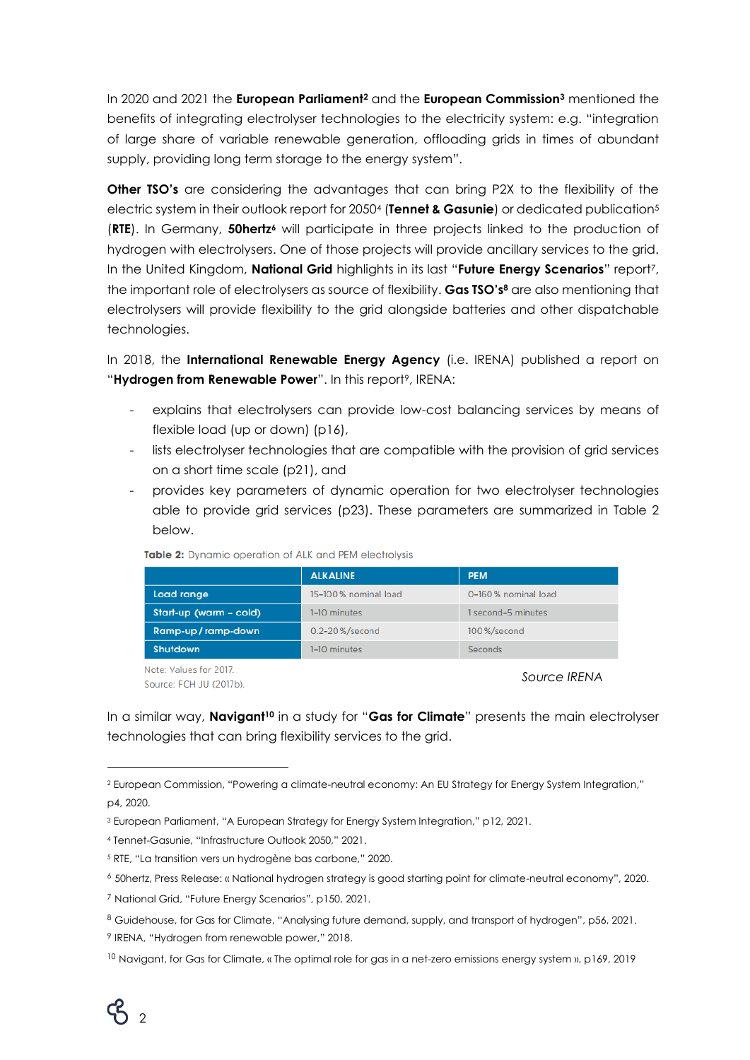In 2020 and 2021 the **European Parliament**[2] and the **European Commission**[3] mentioned the benefits of integrating electrolyser technologies to the electricity system: e.g. "integration of large share of variable renewable generation, offloading grids in times of abundant supply, providing long term storage to the energy system".

**Other TSO's** are considering the advantages that can bring P2X to the flexibility of the electric system in their outlook report for 2050[4] (**Tennet & Gasunie**) or dedicated publication[5] (**RTE**). In Germany, **50hertz**[6] will participate in three projects linked to the production of hydrogen with electrolysers. One of those projects will provide ancillary services to the grid. In the United Kingdom, **National Grid** highlights in its last "**Future Energy Scenarios**" report[7], the important role of electrolysers as source of flexibility. **Gas TSO's**[8] are also mentioning that electrolysers will provide flexibility to the grid alongside batteries and other dispatchable technologies.

In 2018, the **International Renewable Energy Agency** (i.e. IRENA) published a report on "**Hydrogen from Renewable Power**". In this report[9], IRENA:

- explains that electrolysers can provide low-cost balancing services by means of flexible load (up or down) (p16),
- lists electrolyser technologies that are compatible with the provision of grid services on a short time scale (p21), and
- provides key parameters of dynamic operation for two electrolyser technologies able to provide grid services (p23). These parameters are summarized in Table 2 below.

**Table 2:** Dynamic operation of ALK and PEM electrolysis

| | ALKALINE | PEM |
|---|---|---|
| Load range | 15–100 % nominal load | 0–160 % nominal load |
| Start-up (warm – cold) | 1–10 minutes | 1 second–5 minutes |
| Ramp-up / ramp-down | 0.2–20 %/second | 100 %/second |
| Shutdown | 1–10 minutes | Seconds |

Note: Values for 2017.
Source: FCH JU (2017b).

*Source IRENA*

In a similar way, **Navigant**[10] in a study for "**Gas for Climate**" presents the main electrolyser technologies that can bring flexibility services to the grid.

---

[2] European Commission, "Powering a climate-neutral economy: An EU Strategy for Energy System Integration," p4, 2020.

[3] European Parliament, "A European Strategy for Energy System Integration," p12, 2021.

[4] Tennet-Gasunie, "Infrastructure Outlook 2050," 2021.

[5] RTE, "La transition vers un hydrogène bas carbone," 2020.

[6] 50hertz, Press Release: « National hydrogen strategy is good starting point for climate-neutral economy", 2020.

[7] National Grid, "Future Energy Scenarios", p150, 2021.

[8] Guidehouse, for Gas for Climate, "Analysing future demand, supply, and transport of hydrogen", p56, 2021.

[9] IRENA, "Hydrogen from renewable power," 2018.

[10] Navigant, for Gas for Climate, « The optimal role for gas in a net-zero emissions energy system », p169, 2019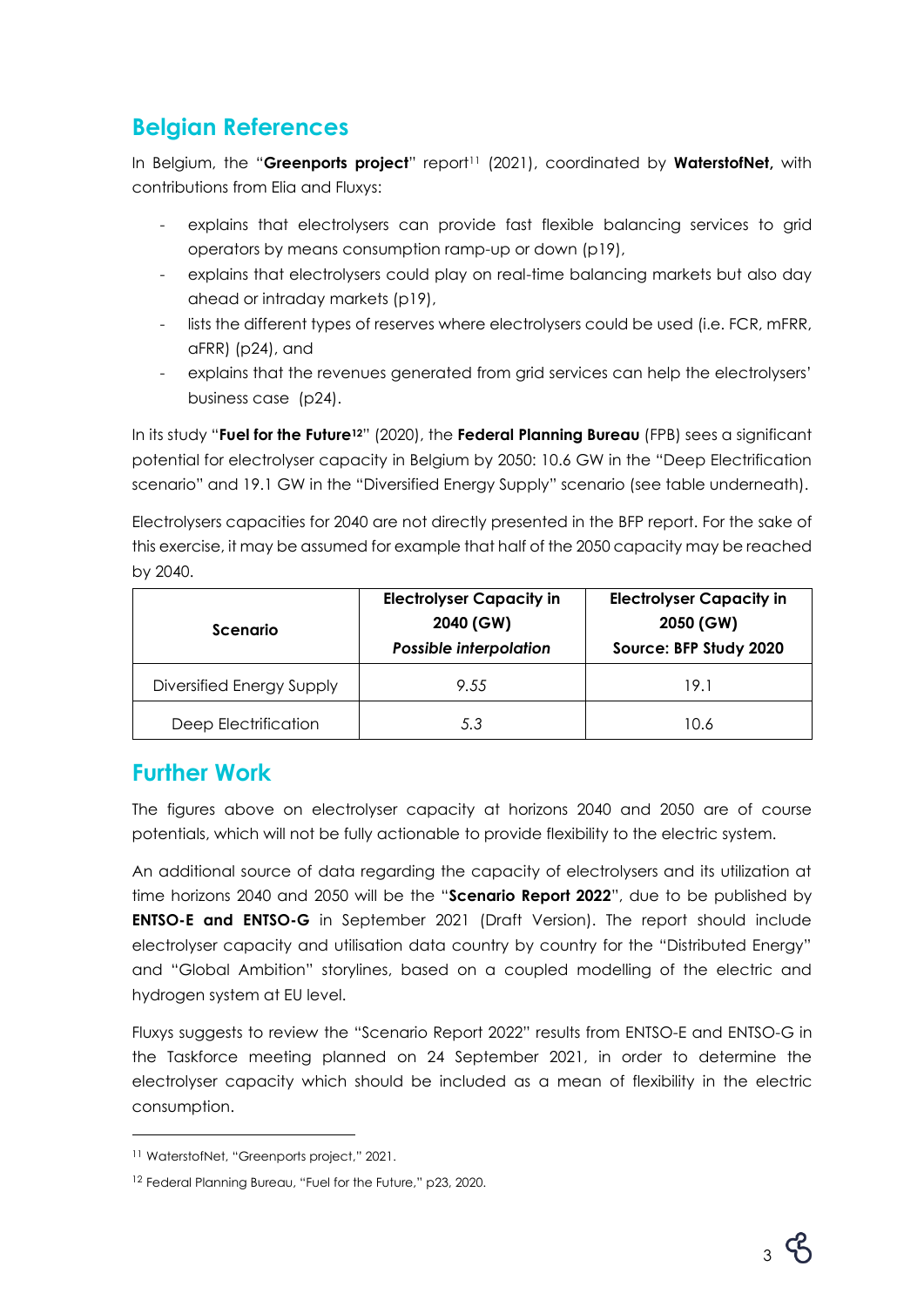## Belgian References

In Belgium, the "**Greenports project**" report[11] (2021), coordinated by **WaterstofNet,** with contributions from Elia and Fluxys:

- explains that electrolysers can provide fast flexible balancing services to grid operators by means consumption ramp-up or down (p19),
- explains that electrolysers could play on real-time balancing markets but also day ahead or intraday markets (p19),
- lists the different types of reserves where electrolysers could be used (i.e. FCR, mFRR, aFRR) (p24), and
- explains that the revenues generated from grid services can help the electrolysers' business case (p24).

In its study "**Fuel for the Future**[12]" (2020), the **Federal Planning Bureau** (FPB) sees a significant potential for electrolyser capacity in Belgium by 2050: 10.6 GW in the "Deep Electrification scenario" and 19.1 GW in the "Diversified Energy Supply" scenario (see table underneath).

Electrolysers capacities for 2040 are not directly presented in the BFP report. For the sake of this exercise, it may be assumed for example that half of the 2050 capacity may be reached by 2040.

| Scenario | Electrolyser Capacity in 2040 (GW) *Possible interpolation* | Electrolyser Capacity in 2050 (GW) Source: BFP Study 2020 |
|---|---|---|
| Diversified Energy Supply | *9.55* | 19.1 |
| Deep Electrification | *5.3* | 10.6 |

## Further Work

The figures above on electrolyser capacity at horizons 2040 and 2050 are of course potentials, which will not be fully actionable to provide flexibility to the electric system.

An additional source of data regarding the capacity of electrolysers and its utilization at time horizons 2040 and 2050 will be the "**Scenario Report 2022**", due to be published by **ENTSO-E and ENTSO-G** in September 2021 (Draft Version). The report should include electrolyser capacity and utilisation data country by country for the "Distributed Energy" and "Global Ambition" storylines, based on a coupled modelling of the electric and hydrogen system at EU level.

Fluxys suggests to review the "Scenario Report 2022" results from ENTSO-E and ENTSO-G in the Taskforce meeting planned on 24 September 2021, in order to determine the electrolyser capacity which should be included as a mean of flexibility in the electric consumption.

[11] WaterstofNet, "Greenports project," 2021.

[12] Federal Planning Bureau, "Fuel for the Future," p23, 2020.